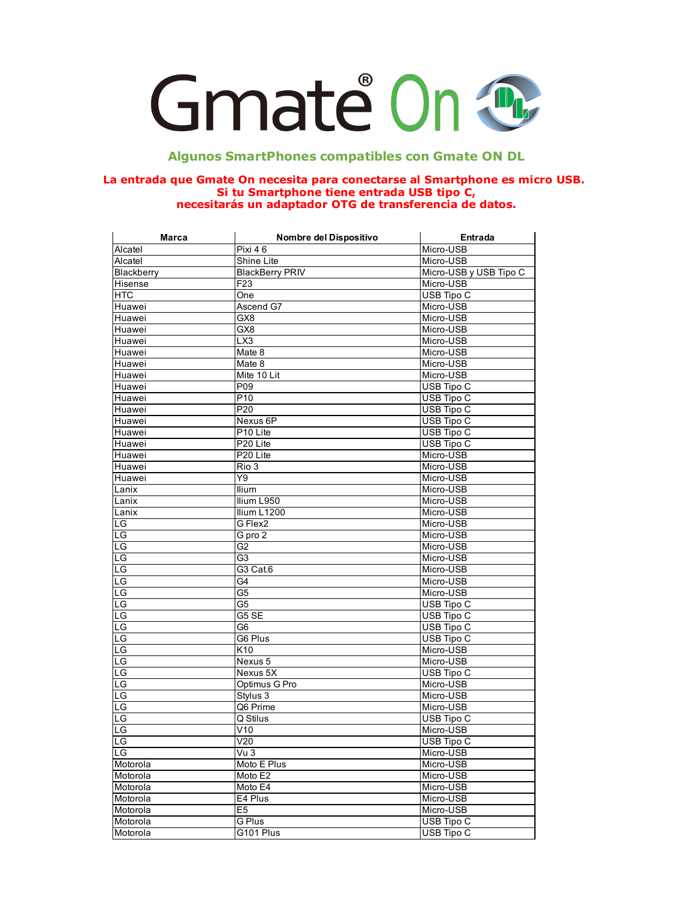# Gmate® On DL

## Algunos SmartPhones compatibles con Gmate ON DL

**La entrada que Gmate On necesita para conectarse al Smartphone es micro USB.**
**Si tu Smartphone tiene entrada USB tipo C,**
**necesitarás un adaptador OTG de transferencia de datos.**

| Marca | Nombre del Dispositivo | Entrada |
| --- | --- | --- |
| Alcatel | Pixi 4 6 | Micro-USB |
| Alcatel | Shine Lite | Micro-USB |
| Blackberry | BlackBerry PRIV | Micro-USB y USB Tipo C |
| Hisense | F23 | Micro-USB |
| HTC | One | USB Tipo C |
| Huawei | Ascend G7 | Micro-USB |
| Huawei | GX8 | Micro-USB |
| Huawei | GX8 | Micro-USB |
| Huawei | LX3 | Micro-USB |
| Huawei | Mate 8 | Micro-USB |
| Huawei | Mate 8 | Micro-USB |
| Huawei | Mite 10 Lit | Micro-USB |
| Huawei | P09 | USB Tipo C |
| Huawei | P10 | USB Tipo C |
| Huawei | P20 | USB Tipo C |
| Huawei | Nexus 6P | USB Tipo C |
| Huawei | P10 Lite | USB Tipo C |
| Huawei | P20 Lite | USB Tipo C |
| Huawei | P20 Lite | Micro-USB |
| Huawei | Rio 3 | Micro-USB |
| Huawei | Y9 | Micro-USB |
| Lanix | Ilium | Micro-USB |
| Lanix | Ilium L950 | Micro-USB |
| Lanix | Ilium L1200 | Micro-USB |
| LG | G Flex2 | Micro-USB |
| LG | G pro 2 | Micro-USB |
| LG | G2 | Micro-USB |
| LG | G3 | Micro-USB |
| LG | G3 Cat.6 | Micro-USB |
| LG | G4 | Micro-USB |
| LG | G5 | Micro-USB |
| LG | G5 | USB Tipo C |
| LG | G5 SE | USB Tipo C |
| LG | G6 | USB Tipo C |
| LG | G6 Plus | USB Tipo C |
| LG | K10 | Micro-USB |
| LG | Nexus 5 | Micro-USB |
| LG | Nexus 5X | USB Tipo C |
| LG | Optimus G Pro | Micro-USB |
| LG | Stylus 3 | Micro-USB |
| LG | Q6 Prime | Micro-USB |
| LG | Q Stilus | USB Tipo C |
| LG | V10 | Micro-USB |
| LG | V20 | USB Tipo C |
| LG | Vu 3 | Micro-USB |
| Motorola | Moto E Plus | Micro-USB |
| Motorola | Moto E2 | Micro-USB |
| Motorola | Moto E4 | Micro-USB |
| Motorola | E4 Plus | Micro-USB |
| Motorola | E5 | Micro-USB |
| Motorola | G Plus | USB Tipo C |
| Motorola | G101 Plus | USB Tipo C |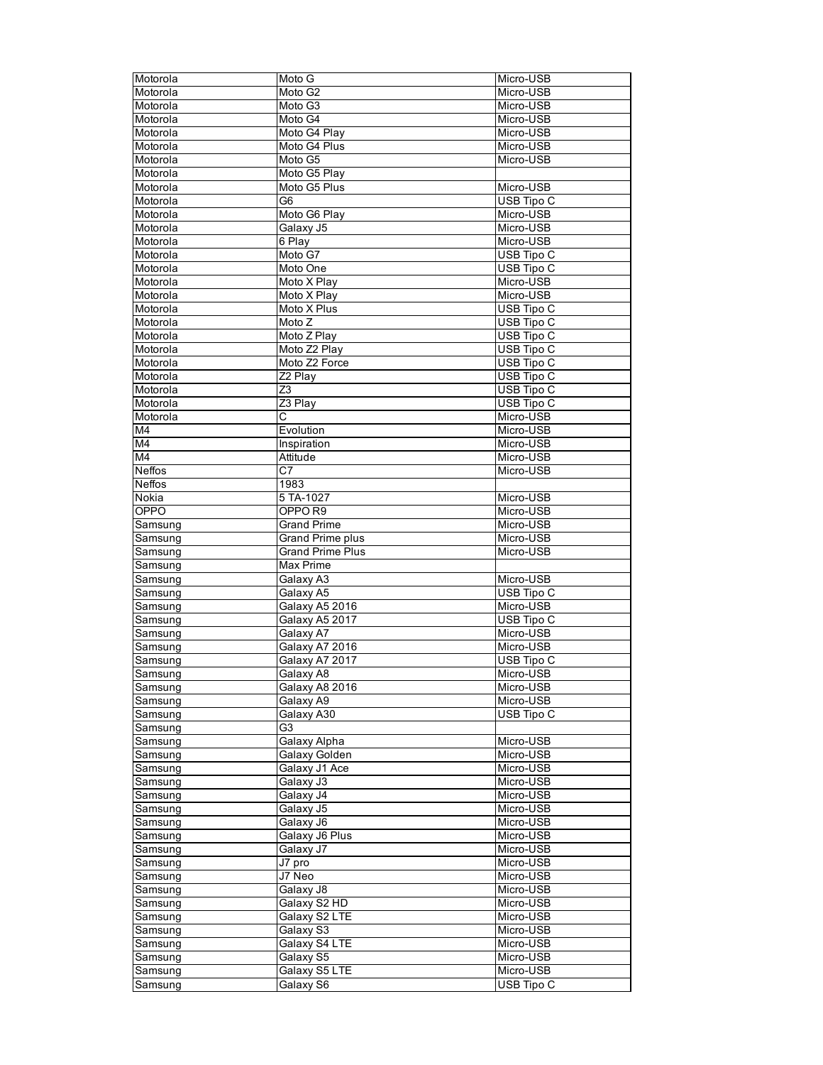| | | |
|---|---|---|
| Motorola | Moto G | Micro-USB |
| Motorola | Moto G2 | Micro-USB |
| Motorola | Moto G3 | Micro-USB |
| Motorola | Moto G4 | Micro-USB |
| Motorola | Moto G4 Play | Micro-USB |
| Motorola | Moto G4 Plus | Micro-USB |
| Motorola | Moto G5 | Micro-USB |
| Motorola | Moto G5 Play | |
| Motorola | Moto G5 Plus | Micro-USB |
| Motorola | G6 | USB Tipo C |
| Motorola | Moto G6 Play | Micro-USB |
| Motorola | Galaxy J5 | Micro-USB |
| Motorola | 6 Play | Micro-USB |
| Motorola | Moto G7 | USB Tipo C |
| Motorola | Moto One | USB Tipo C |
| Motorola | Moto X Play | Micro-USB |
| Motorola | Moto X Play | Micro-USB |
| Motorola | Moto X Plus | USB Tipo C |
| Motorola | Moto Z | USB Tipo C |
| Motorola | Moto Z Play | USB Tipo C |
| Motorola | Moto Z2 Play | USB Tipo C |
| Motorola | Moto Z2 Force | USB Tipo C |
| Motorola | Z2 Play | USB Tipo C |
| Motorola | Z3 | USB Tipo C |
| Motorola | Z3 Play | USB Tipo C |
| Motorola | C | Micro-USB |
| M4 | Evolution | Micro-USB |
| M4 | Inspiration | Micro-USB |
| M4 | Attitude | Micro-USB |
| Neffos | C7 | Micro-USB |
| Neffos | 1983 | |
| Nokia | 5 TA-1027 | Micro-USB |
| OPPO | OPPO R9 | Micro-USB |
| Samsung | Grand Prime | Micro-USB |
| Samsung | Grand Prime plus | Micro-USB |
| Samsung | Grand Prime Plus | Micro-USB |
| Samsung | Max Prime | |
| Samsung | Galaxy A3 | Micro-USB |
| Samsung | Galaxy A5 | USB Tipo C |
| Samsung | Galaxy A5 2016 | Micro-USB |
| Samsung | Galaxy A5 2017 | USB Tipo C |
| Samsung | Galaxy A7 | Micro-USB |
| Samsung | Galaxy A7 2016 | Micro-USB |
| Samsung | Galaxy A7 2017 | USB Tipo C |
| Samsung | Galaxy A8 | Micro-USB |
| Samsung | Galaxy A8 2016 | Micro-USB |
| Samsung | Galaxy A9 | Micro-USB |
| Samsung | Galaxy A30 | USB Tipo C |
| Samsung | G3 | |
| Samsung | Galaxy Alpha | Micro-USB |
| Samsung | Galaxy Golden | Micro-USB |
| Samsung | Galaxy J1 Ace | Micro-USB |
| Samsung | Galaxy J3 | Micro-USB |
| Samsung | Galaxy J4 | Micro-USB |
| Samsung | Galaxy J5 | Micro-USB |
| Samsung | Galaxy J6 | Micro-USB |
| Samsung | Galaxy J6 Plus | Micro-USB |
| Samsung | Galaxy J7 | Micro-USB |
| Samsung | J7 pro | Micro-USB |
| Samsung | J7 Neo | Micro-USB |
| Samsung | Galaxy J8 | Micro-USB |
| Samsung | Galaxy S2 HD | Micro-USB |
| Samsung | Galaxy S2 LTE | Micro-USB |
| Samsung | Galaxy S3 | Micro-USB |
| Samsung | Galaxy S4 LTE | Micro-USB |
| Samsung | Galaxy S5 | Micro-USB |
| Samsung | Galaxy S5 LTE | Micro-USB |
| Samsung | Galaxy S6 | USB Tipo C |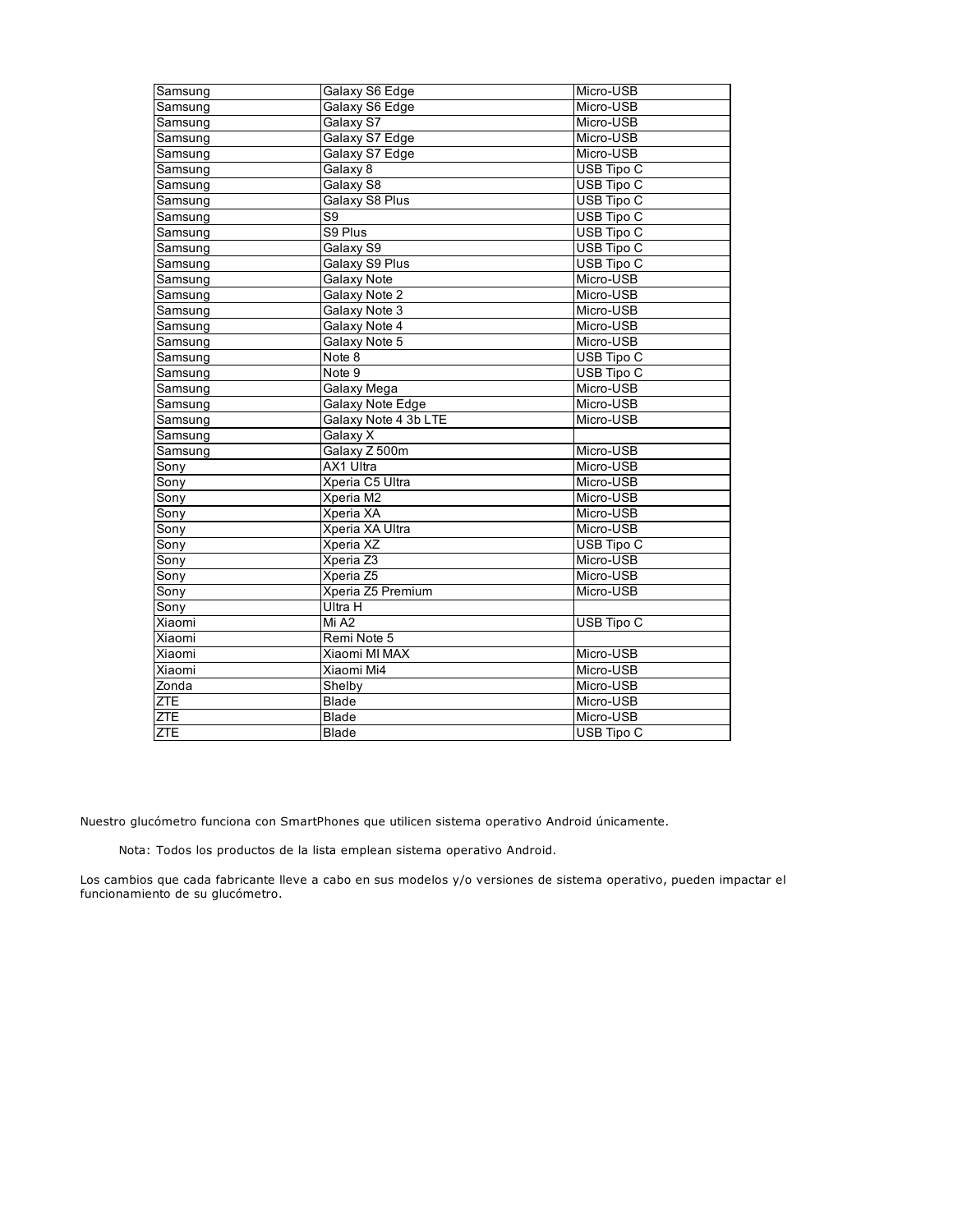| | | |
|---|---|---|
| Samsung | Galaxy S6 Edge | Micro-USB |
| Samsung | Galaxy S6 Edge | Micro-USB |
| Samsung | Galaxy S7 | Micro-USB |
| Samsung | Galaxy S7 Edge | Micro-USB |
| Samsung | Galaxy S7 Edge | Micro-USB |
| Samsung | Galaxy 8 | USB Tipo C |
| Samsung | Galaxy S8 | USB Tipo C |
| Samsung | Galaxy S8 Plus | USB Tipo C |
| Samsung | S9 | USB Tipo C |
| Samsung | S9 Plus | USB Tipo C |
| Samsung | Galaxy S9 | USB Tipo C |
| Samsung | Galaxy S9 Plus | USB Tipo C |
| Samsung | Galaxy Note | Micro-USB |
| Samsung | Galaxy Note 2 | Micro-USB |
| Samsung | Galaxy Note 3 | Micro-USB |
| Samsung | Galaxy Note 4 | Micro-USB |
| Samsung | Galaxy Note 5 | Micro-USB |
| Samsung | Note 8 | USB Tipo C |
| Samsung | Note 9 | USB Tipo C |
| Samsung | Galaxy Mega | Micro-USB |
| Samsung | Galaxy Note Edge | Micro-USB |
| Samsung | Galaxy Note 4 3b LTE | Micro-USB |
| Samsung | Galaxy X | |
| Samsung | Galaxy Z 500m | Micro-USB |
| Sony | AX1 Ultra | Micro-USB |
| Sony | Xperia C5 Ultra | Micro-USB |
| Sony | Xperia M2 | Micro-USB |
| Sony | Xperia XA | Micro-USB |
| Sony | Xperia XA Ultra | Micro-USB |
| Sony | Xperia XZ | USB Tipo C |
| Sony | Xperia Z3 | Micro-USB |
| Sony | Xperia Z5 | Micro-USB |
| Sony | Xperia Z5 Premium | Micro-USB |
| Sony | Ultra H | |
| Xiaomi | Mi A2 | USB Tipo C |
| Xiaomi | Remi Note 5 | |
| Xiaomi | Xiaomi MI MAX | Micro-USB |
| Xiaomi | Xiaomi Mi4 | Micro-USB |
| Zonda | Shelby | Micro-USB |
| ZTE | Blade | Micro-USB |
| ZTE | Blade | Micro-USB |
| ZTE | Blade | USB Tipo C |

Nuestro glucómetro funciona con SmartPhones que utilicen sistema operativo Android únicamente.

Nota: Todos los productos de la lista emplean sistema operativo Android.

Los cambios que cada fabricante lleve a cabo en sus modelos y/o versiones de sistema operativo, pueden impactar el funcionamiento de su glucómetro.